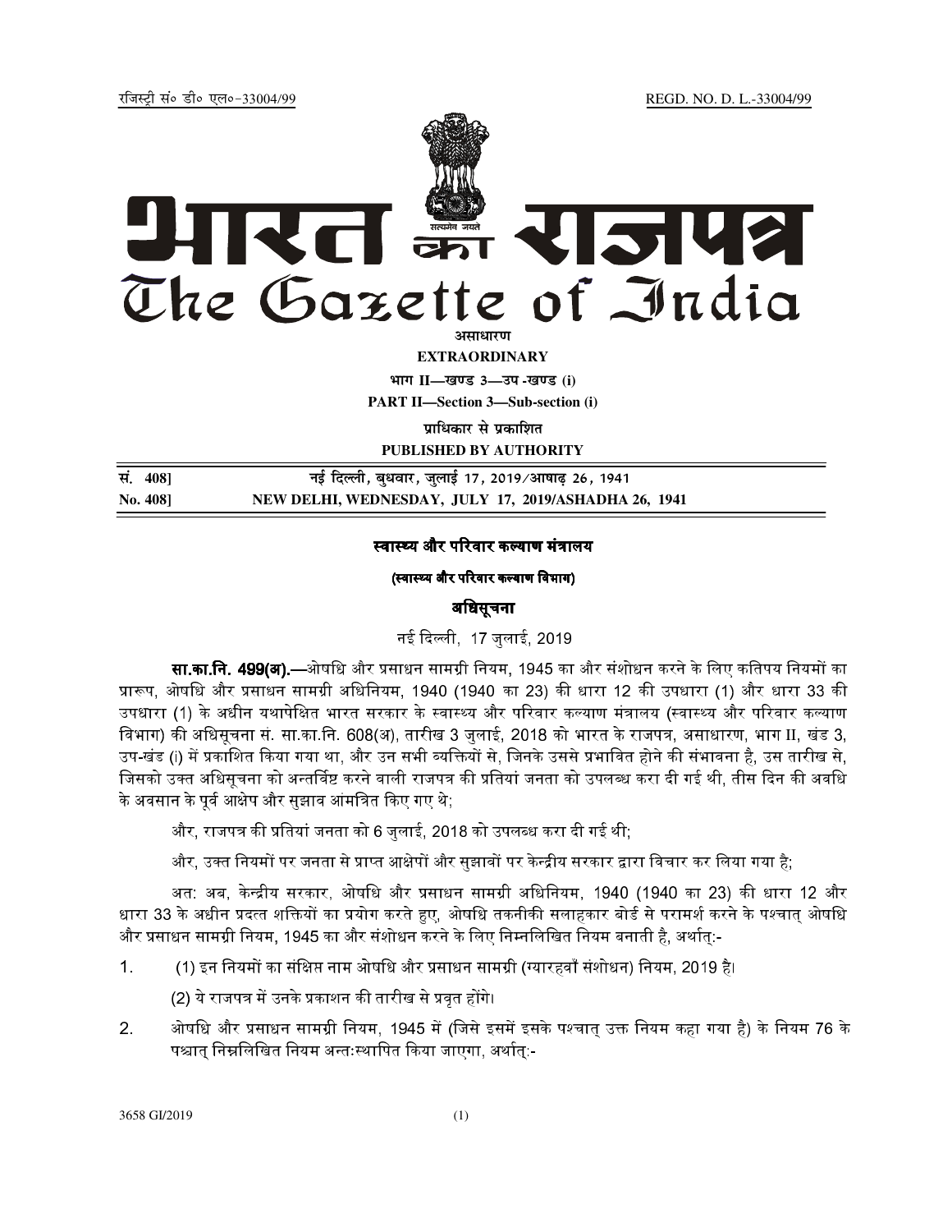रजिस्ट्री सं० डी० एल०-33004/99 REGD. NO. D. L.-33004/99

# भारत का राजपत्र
# The Gazette of India

**असाधारण**

**EXTRAORDINARY**

**भाग II—खण्ड 3—उप-खण्ड (i)**

**PART II—Section 3—Sub-section (i)**

**प्राधिकार से प्रकाशित**

**PUBLISHED BY AUTHORITY**

| | |
|---|---|
| सं. 408] | नई दिल्ली, बुधवार, जुलाई 17, 2019/आषाढ़ 26, 1941 |
| No. 408] | NEW DELHI, WEDNESDAY, JULY 17, 2019/ASHADHA 26, 1941 |

## स्वास्थ्य और परिवार कल्याण मंत्रालय

**(स्वास्थ्य और परिवार कल्याण विभाग)**

## अधिसूचना

नई दिल्ली, 17 जुलाई, 2019

**सा.का.नि. 499(अ).**—ओषधि और प्रसाधन सामग्री नियम, 1945 का और संशोधन करने के लिए कतिपय नियमों का प्रारूप, ओषधि और प्रसाधन सामग्री अधिनियम, 1940 (1940 का 23) की धारा 12 की उपधारा (1) और धारा 33 की उपधारा (1) के अधीन यथापेक्षित भारत सरकार के स्वास्थ्य और परिवार कल्याण मंत्रालय (स्वास्थ्य और परिवार कल्याण विभाग) की अधिसूचना सं. सा.का.नि. 608(अ), तारीख 3 जुलाई, 2018 को भारत के राजपत्र, असाधारण, भाग II, खंड 3, उप-खंड (i) में प्रकाशित किया गया था, और उन सभी व्यक्तियों से, जिनके उससे प्रभावित होने की संभावना है, उस तारीख से, जिसको उक्त अधिसूचना को अन्तर्विष्ट करने वाली राजपत्र की प्रतियां जनता को उपलब्ध करा दी गई थी, तीस दिन की अवधि के अवसान के पूर्व आक्षेप और सुझाव आंमत्रित किए गए थे;

और, राजपत्र की प्रतियां जनता को 6 जुलाई, 2018 को उपलब्ध करा दी गई थी;

और, उक्त नियमों पर जनता से प्राप्त आक्षेपों और सुझावों पर केन्द्रीय सरकार द्वारा विचार कर लिया गया है;

अत: अब, केन्द्रीय सरकार, ओषधि और प्रसाधन सामग्री अधिनियम, 1940 (1940 का 23) की धारा 12 और धारा 33 के अधीन प्रदत्त शक्तियों का प्रयोग करते हुए, ओषधि तकनीकी सलाहकार बोर्ड से परामर्श करने के पश्चात् ओषधि और प्रसाधन सामग्री नियम, 1945 का और संशोधन करने के लिए निम्नलिखित नियम बनाती है, अर्थात्:-

1. (1) इन नियमों का संक्षिप्त नाम ओषधि और प्रसाधन सामग्री (ग्यारहवाँ संशोधन) नियम, 2019 है।

   (2) ये राजपत्र में उनके प्रकाशन की तारीख से प्रवृत होंगे।

2. ओषधि और प्रसाधन सामग्री नियम, 1945 में (जिसे इसमें इसके पश्चात् उक्त नियम कहा गया है) के नियम 76 के पश्चात् निम्नलिखित नियम अन्तःस्थापित किया जाएगा, अर्थात्:-

3658 GI/2019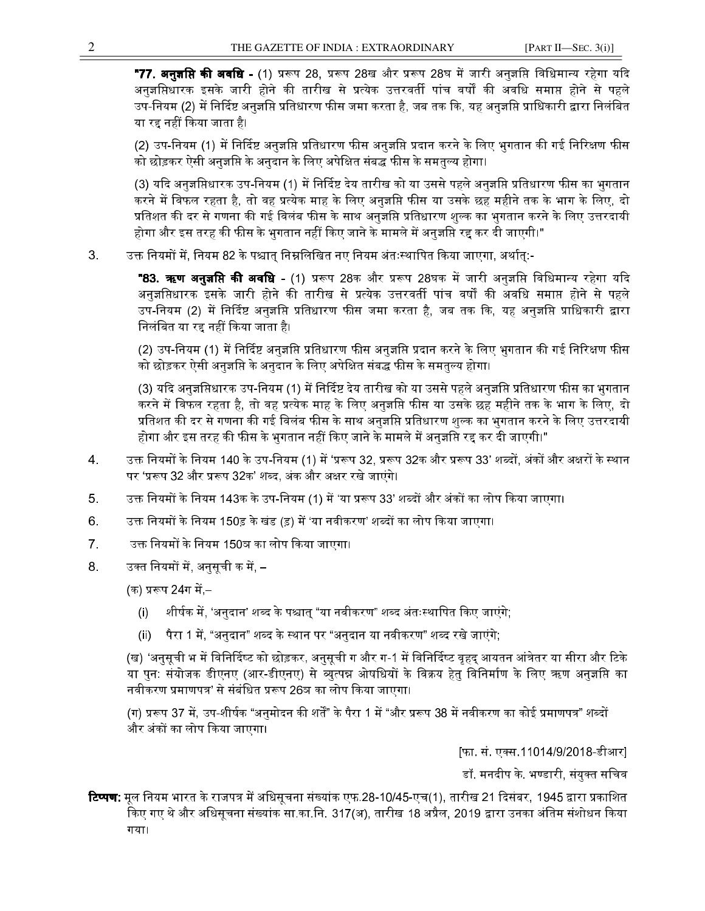"**77. अनुज्ञप्ति की अवधि -** (1) प्ररूप 28, प्ररूप 28ख और प्ररूप 28घ में जारी अनुज्ञप्ति विधिमान्य रहेगा यदि अनुज्ञप्तिधारक इसके जारी होने की तारीख से प्रत्येक उत्तरवर्ती पांच वर्षों की अवधि समाप्त होने से पहले उप-नियम (2) में निर्दिष्ट अनुज्ञप्ति प्रतिधारण फीस जमा करता है, जब तक कि, यह अनुज्ञप्ति प्राधिकारी द्वारा निलंबित या रद्द नहीं किया जाता है।

(2) उप-नियम (1) में निर्दिष्ट अनुज्ञप्ति प्रतिधारण फीस अनुज्ञप्ति प्रदान करने के लिए भुगतान की गई निरिक्षण फीस को छोड़कर ऐसी अनुज्ञप्ति के अनुदान के लिए अपेक्षित संबद्ध फीस के समतुल्य होगा।

(3) यदि अनुज्ञप्तिधारक उप-नियम (1) में निर्दिष्ट देय तारीख को या उससे पहले अनुज्ञप्ति प्रतिधारण फीस का भुगतान करने में विफल रहता है, तो वह प्रत्येक माह के लिए अनुज्ञप्ति फीस या उसके छह महीने तक के भाग के लिए, दो प्रतिशत की दर से गणना की गई विलंब फीस के साथ अनुज्ञप्ति प्रतिधारण शुल्क का भुगतान करने के लिए उत्तरदायी होगा और इस तरह की फीस के भुगतान नहीं किए जाने के मामले में अनुज्ञप्ति रद्द कर दी जाएगी।"

3. उक्त नियमों में, नियम 82 के पश्चात् निम्नलिखित नए नियम अंतःस्थापित किया जाएगा, अर्थात्:-

"**83. ऋण अनुज्ञप्ति की अवधि** - (1) प्ररूप 28क और प्ररूप 28घक में जारी अनुज्ञप्ति विधिमान्य रहेगा यदि अनुज्ञप्तिधारक इसके जारी होने की तारीख से प्रत्येक उत्तरवर्ती पांच वर्षों की अवधि समाप्त होने से पहले उप-नियम (2) में निर्दिष्ट अनुज्ञप्ति प्रतिधारण फीस जमा करता है, जब तक कि, यह अनुज्ञप्ति प्राधिकारी द्वारा निलंबित या रद्द नहीं किया जाता है।

(2) उप-नियम (1) में निर्दिष्ट अनुज्ञप्ति प्रतिधारण फीस अनुज्ञप्ति प्रदान करने के लिए भुगतान की गई निरिक्षण फीस को छोड़कर ऐसी अनुज्ञप्ति के अनुदान के लिए अपेक्षित संबद्ध फीस के समतुल्य होगा।

(3) यदि अनुज्ञप्तिधारक उप-नियम (1) में निर्दिष्ट देय तारीख को या उससे पहले अनुज्ञप्ति प्रतिधारण फीस का भुगतान करने में विफल रहता है, तो वह प्रत्येक माह के लिए अनुज्ञप्ति फीस या उसके छह महीने तक के भाग के लिए, दो प्रतिशत की दर से गणना की गई विलंब फीस के साथ अनुज्ञप्ति प्रतिधारण शुल्क का भुगतान करने के लिए उत्तरदायी होगा और इस तरह की फीस के भुगतान नहीं किए जाने के मामले में अनुज्ञप्ति रद्द कर दी जाएगी।"

4. उक्त नियमों के नियम 140 के उप-नियम (1) में 'प्ररूप 32, प्ररूप 32क और प्ररूप 33' शब्दों, अंकों और अक्षरों के स्थान पर 'प्ररूप 32 और प्ररूप 32क' शब्द, अंक और अक्षर रखे जाएंगे।

5. उक्त नियमों के नियम 143क के उप-नियम (1) में 'या प्ररूप 33' शब्दों और अंकों का लोप किया जाएगा।

6. उक्त नियमों के नियम 150ङ के खंड (ङ) में 'या नवीकरण' शब्दों का लोप किया जाएगा।

7. उक्त नियमों के नियम 150ञ का लोप किया जाएगा।

8. उक्त नियमों में, अनुसूची क में, –

(क) प्ररूप 24ग में,–

(i) शीर्षक में, 'अनुदान' शब्द के पश्चात् "या नवीकरण" शब्द अंतःस्थापित किए जाएंगे;

(ii) पैरा 1 में, "अनुदान" शब्द के स्थान पर "अनुदान या नवीकरण" शब्द रखे जाएंगे;

(ख) 'अनुसूची भ में विनिर्दिष्ट को छोड़कर, अनुसूची ग और ग-1 में विनिर्दिष्ट वृहद् आयतन आंत्रेतर या सीरा और टिके या पुनः संयोजक डीएनए (आर-डीएनए) से व्युत्पन्न ओषधियों के विक्रय हेतु विनिर्माण के लिए ऋण अनुज्ञप्ति का नवीकरण प्रमाणपत्र' से संबंधित प्ररूप 26ञ का लोप किया जाएगा।

(ग) प्ररूप 37 में, उप-शीर्षक "अनुमोदन की शर्तें" के पैरा 1 में "और प्ररूप 38 में नवीकरण का कोई प्रमाणपत्र" शब्दों और अंकों का लोप किया जाएगा।

[फा. सं. एक्स.11014/9/2018-डीआर]

डॉ. मनदीप के. भण्डारी, संयुक्त सचिव

**टिप्पण:** मूल नियम भारत के राजपत्र में अधिसूचना संख्यांक एफ.28-10/45-एच(1), तारीख 21 दिसंबर, 1945 द्वारा प्रकाशित किए गए थे और अधिसूचना संख्यांक सा.का.नि. 317(अ), तारीख 18 अप्रैल, 2019 द्वारा उनका अंतिम संशोधन किया गया।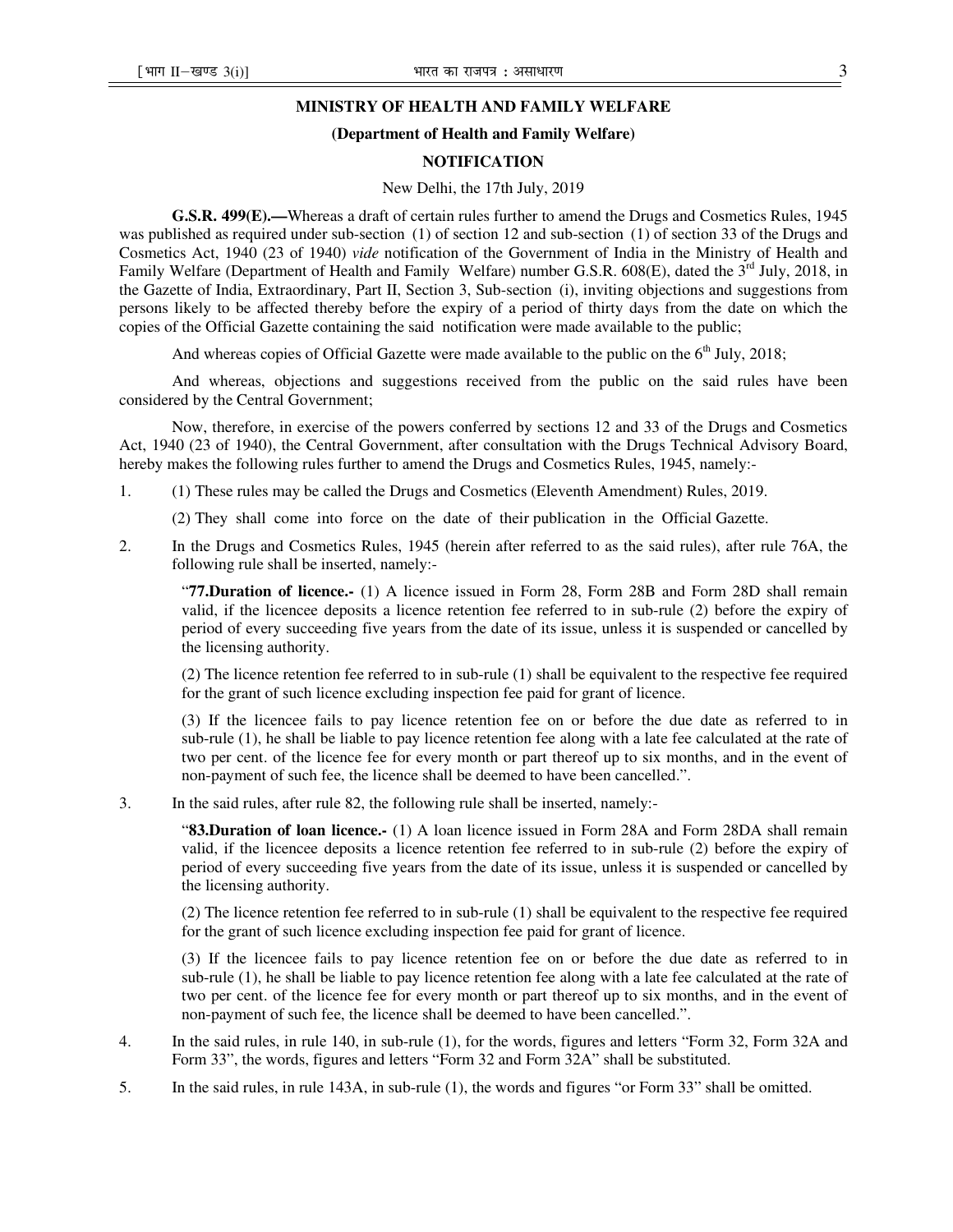**MINISTRY OF HEALTH AND FAMILY WELFARE**

**(Department of Health and Family Welfare)**

**NOTIFICATION**

New Delhi, the 17th July, 2019

**G.S.R. 499(E).—**Whereas a draft of certain rules further to amend the Drugs and Cosmetics Rules, 1945 was published as required under sub-section (1) of section 12 and sub-section (1) of section 33 of the Drugs and Cosmetics Act, 1940 (23 of 1940) *vide* notification of the Government of India in the Ministry of Health and Family Welfare (Department of Health and Family Welfare) number G.S.R. 608(E), dated the 3rd July, 2018, in the Gazette of India, Extraordinary, Part II, Section 3, Sub-section (i), inviting objections and suggestions from persons likely to be affected thereby before the expiry of a period of thirty days from the date on which the copies of the Official Gazette containing the said notification were made available to the public;

And whereas copies of Official Gazette were made available to the public on the 6th July, 2018;

And whereas, objections and suggestions received from the public on the said rules have been considered by the Central Government;

Now, therefore, in exercise of the powers conferred by sections 12 and 33 of the Drugs and Cosmetics Act, 1940 (23 of 1940), the Central Government, after consultation with the Drugs Technical Advisory Board, hereby makes the following rules further to amend the Drugs and Cosmetics Rules, 1945, namely:-

1. (1) These rules may be called the Drugs and Cosmetics (Eleventh Amendment) Rules, 2019.

   (2) They shall come into force on the date of their publication in the Official Gazette.

2. In the Drugs and Cosmetics Rules, 1945 (herein after referred to as the said rules), after rule 76A, the following rule shall be inserted, namely:-

   "**77.Duration of licence.-** (1) A licence issued in Form 28, Form 28B and Form 28D shall remain valid, if the licencee deposits a licence retention fee referred to in sub-rule (2) before the expiry of period of every succeeding five years from the date of its issue, unless it is suspended or cancelled by the licensing authority.

   (2) The licence retention fee referred to in sub-rule (1) shall be equivalent to the respective fee required for the grant of such licence excluding inspection fee paid for grant of licence.

   (3) If the licencee fails to pay licence retention fee on or before the due date as referred to in sub-rule (1), he shall be liable to pay licence retention fee along with a late fee calculated at the rate of two per cent. of the licence fee for every month or part thereof up to six months, and in the event of non-payment of such fee, the licence shall be deemed to have been cancelled.".

3. In the said rules, after rule 82, the following rule shall be inserted, namely:-

   "**83.Duration of loan licence.-** (1) A loan licence issued in Form 28A and Form 28DA shall remain valid, if the licencee deposits a licence retention fee referred to in sub-rule (2) before the expiry of period of every succeeding five years from the date of its issue, unless it is suspended or cancelled by the licensing authority.

   (2) The licence retention fee referred to in sub-rule (1) shall be equivalent to the respective fee required for the grant of such licence excluding inspection fee paid for grant of licence.

   (3) If the licencee fails to pay licence retention fee on or before the due date as referred to in sub-rule (1), he shall be liable to pay licence retention fee along with a late fee calculated at the rate of two per cent. of the licence fee for every month or part thereof up to six months, and in the event of non-payment of such fee, the licence shall be deemed to have been cancelled.".

4. In the said rules, in rule 140, in sub-rule (1), for the words, figures and letters "Form 32, Form 32A and Form 33", the words, figures and letters "Form 32 and Form 32A" shall be substituted.

5. In the said rules, in rule 143A, in sub-rule (1), the words and figures "or Form 33" shall be omitted.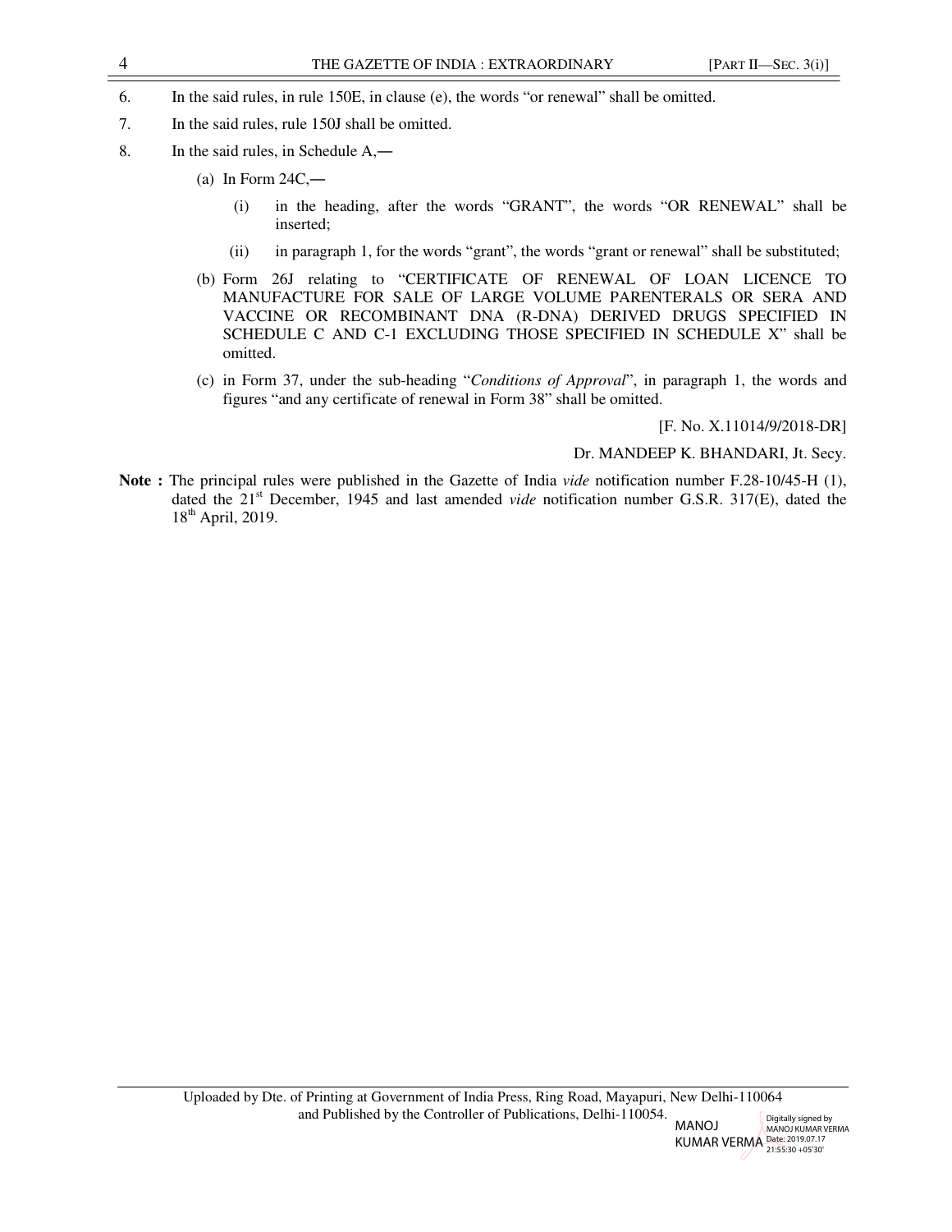6. In the said rules, in rule 150E, in clause (e), the words "or renewal" shall be omitted.

7. In the said rules, rule 150J shall be omitted.

8. In the said rules, in Schedule A,―

   (a) In Form 24C,―

      (i) in the heading, after the words "GRANT", the words "OR RENEWAL" shall be inserted;

      (ii) in paragraph 1, for the words "grant", the words "grant or renewal" shall be substituted;

   (b) Form 26J relating to "CERTIFICATE OF RENEWAL OF LOAN LICENCE TO MANUFACTURE FOR SALE OF LARGE VOLUME PARENTERALS OR SERA AND VACCINE OR RECOMBINANT DNA (R-DNA) DERIVED DRUGS SPECIFIED IN SCHEDULE C AND C-1 EXCLUDING THOSE SPECIFIED IN SCHEDULE X" shall be omitted.

   (c) in Form 37, under the sub-heading "*Conditions of Approval*", in paragraph 1, the words and figures "and any certificate of renewal in Form 38" shall be omitted.

[F. No. X.11014/9/2018-DR]

Dr. MANDEEP K. BHANDARI, Jt. Secy.

**Note :** The principal rules were published in the Gazette of India *vide* notification number F.28-10/45-H (1), dated the 21st December, 1945 and last amended *vide* notification number G.S.R. 317(E), dated the 18th April, 2019.

Uploaded by Dte. of Printing at Government of India Press, Ring Road, Mayapuri, New Delhi-110064 and Published by the Controller of Publications, Delhi-110054.

MANOJ KUMAR VERMA

Digitally signed by MANOJ KUMAR VERMA
Date: 2019.07.17 21:55:30 +05'30'